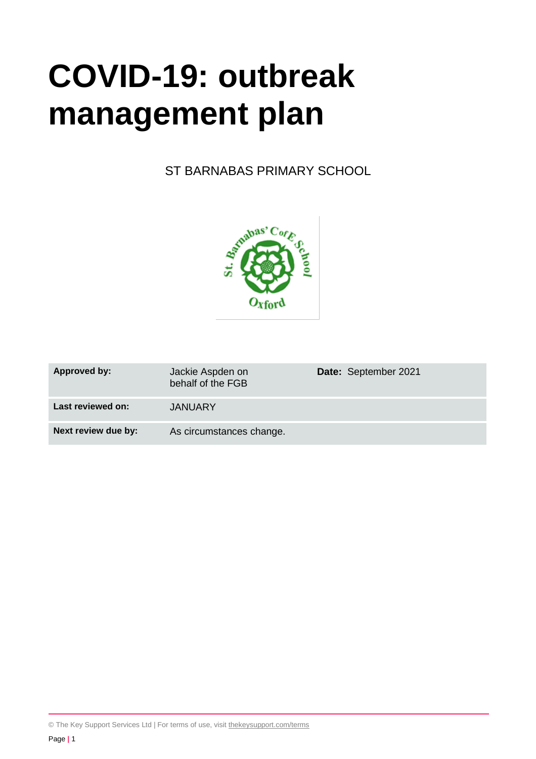# COVID-19: outbreak management plan

ST BARNABAS PRIMARY SCHOOL

| **Approved by:** | Jackie Aspden on behalf of the FGB | **Date:** September 2021 |
| --- | --- | --- |
| **Last reviewed on:** | JANUARY | |
| **Next review due by:** | As circumstances change. | |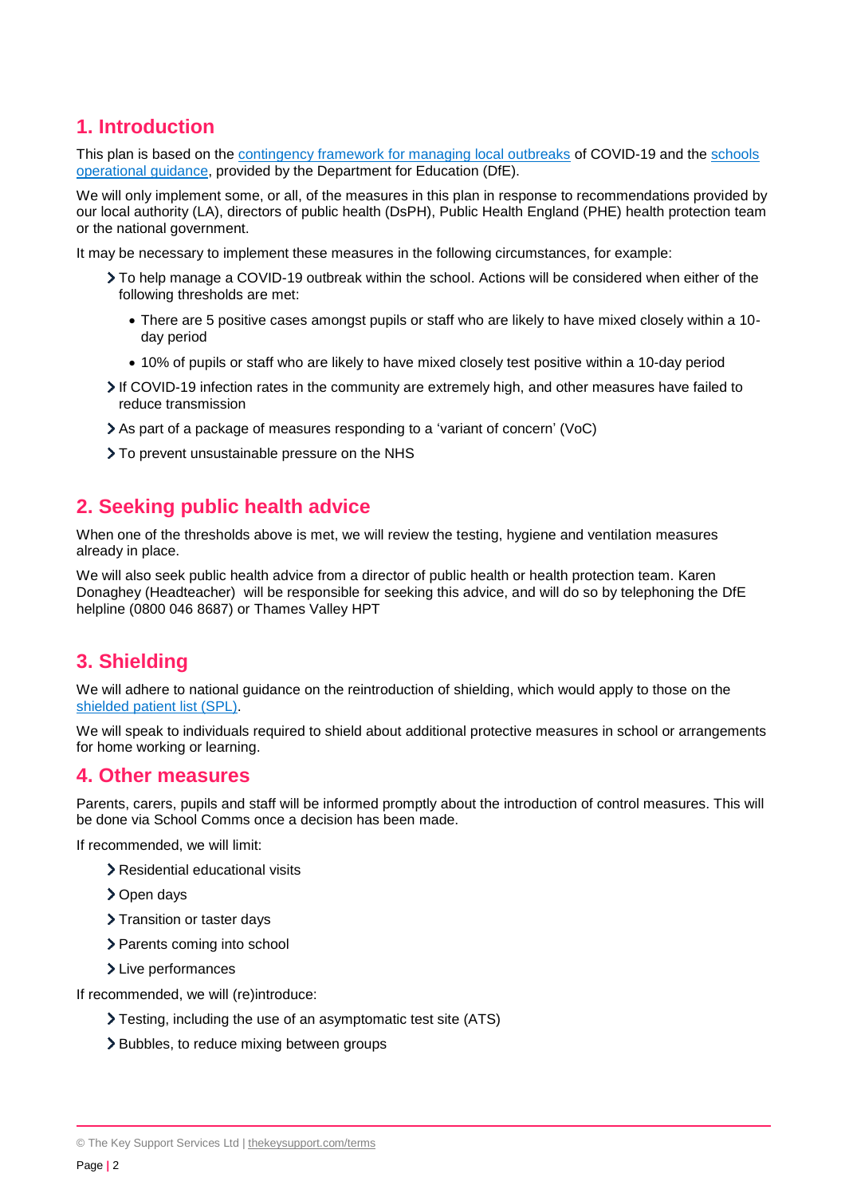## 1. Introduction

This plan is based on the [contingency framework for managing local outbreaks] of COVID-19 and the [schools operational guidance], provided by the Department for Education (DfE).

We will only implement some, or all, of the measures in this plan in response to recommendations provided by our local authority (LA), directors of public health (DsPH), Public Health England (PHE) health protection team or the national government.

It may be necessary to implement these measures in the following circumstances, for example:

- To help manage a COVID-19 outbreak within the school. Actions will be considered when either of the following thresholds are met:
  - There are 5 positive cases amongst pupils or staff who are likely to have mixed closely within a 10-day period
  - 10% of pupils or staff who are likely to have mixed closely test positive within a 10-day period
- If COVID-19 infection rates in the community are extremely high, and other measures have failed to reduce transmission
- As part of a package of measures responding to a 'variant of concern' (VoC)
- To prevent unsustainable pressure on the NHS

## 2. Seeking public health advice

When one of the thresholds above is met, we will review the testing, hygiene and ventilation measures already in place.

We will also seek public health advice from a director of public health or health protection team. Karen Donaghey (Headteacher) will be responsible for seeking this advice, and will do so by telephoning the DfE helpline (0800 046 8687) or Thames Valley HPT

## 3. Shielding

We will adhere to national guidance on the reintroduction of shielding, which would apply to those on the [shielded patient list (SPL)].

We will speak to individuals required to shield about additional protective measures in school or arrangements for home working or learning.

## 4. Other measures

Parents, carers, pupils and staff will be informed promptly about the introduction of control measures. This will be done via School Comms once a decision has been made.

If recommended, we will limit:

- Residential educational visits
- Open days
- Transition or taster days
- Parents coming into school
- Live performances

If recommended, we will (re)introduce:

- Testing, including the use of an asymptomatic test site (ATS)
- Bubbles, to reduce mixing between groups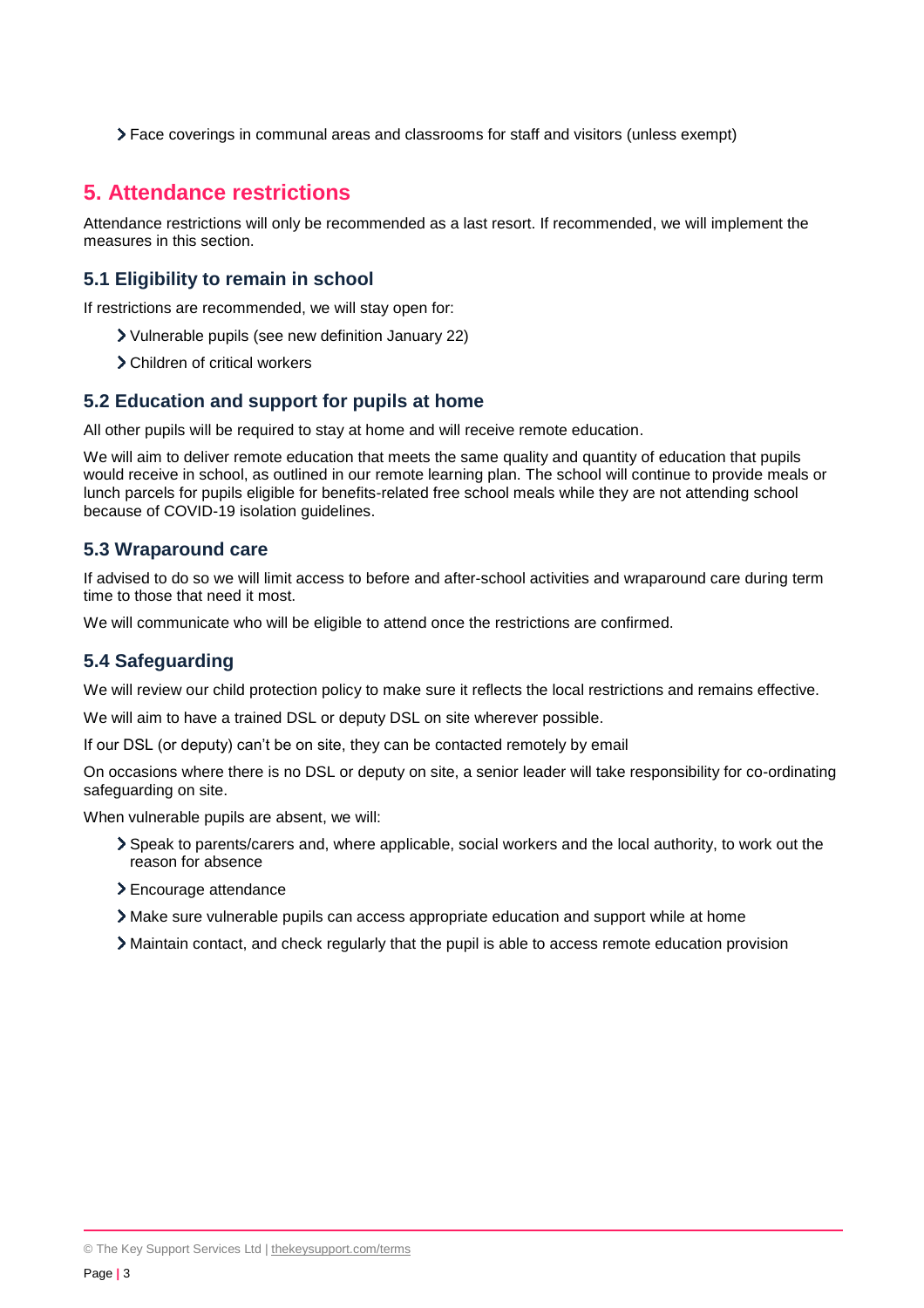- Face coverings in communal areas and classrooms for staff and visitors (unless exempt)

## 5. Attendance restrictions

Attendance restrictions will only be recommended as a last resort. If recommended, we will implement the measures in this section.

### 5.1 Eligibility to remain in school

If restrictions are recommended, we will stay open for:

- Vulnerable pupils (see new definition January 22)
- Children of critical workers

### 5.2 Education and support for pupils at home

All other pupils will be required to stay at home and will receive remote education.

We will aim to deliver remote education that meets the same quality and quantity of education that pupils would receive in school, as outlined in our remote learning plan. The school will continue to provide meals or lunch parcels for pupils eligible for benefits-related free school meals while they are not attending school because of COVID-19 isolation guidelines.

### 5.3 Wraparound care

If advised to do so we will limit access to before and after-school activities and wraparound care during term time to those that need it most.

We will communicate who will be eligible to attend once the restrictions are confirmed.

### 5.4 Safeguarding

We will review our child protection policy to make sure it reflects the local restrictions and remains effective.

We will aim to have a trained DSL or deputy DSL on site wherever possible.

If our DSL (or deputy) can't be on site, they can be contacted remotely by email

On occasions where there is no DSL or deputy on site, a senior leader will take responsibility for co-ordinating safeguarding on site.

When vulnerable pupils are absent, we will:

- Speak to parents/carers and, where applicable, social workers and the local authority, to work out the reason for absence
- Encourage attendance
- Make sure vulnerable pupils can access appropriate education and support while at home
- Maintain contact, and check regularly that the pupil is able to access remote education provision